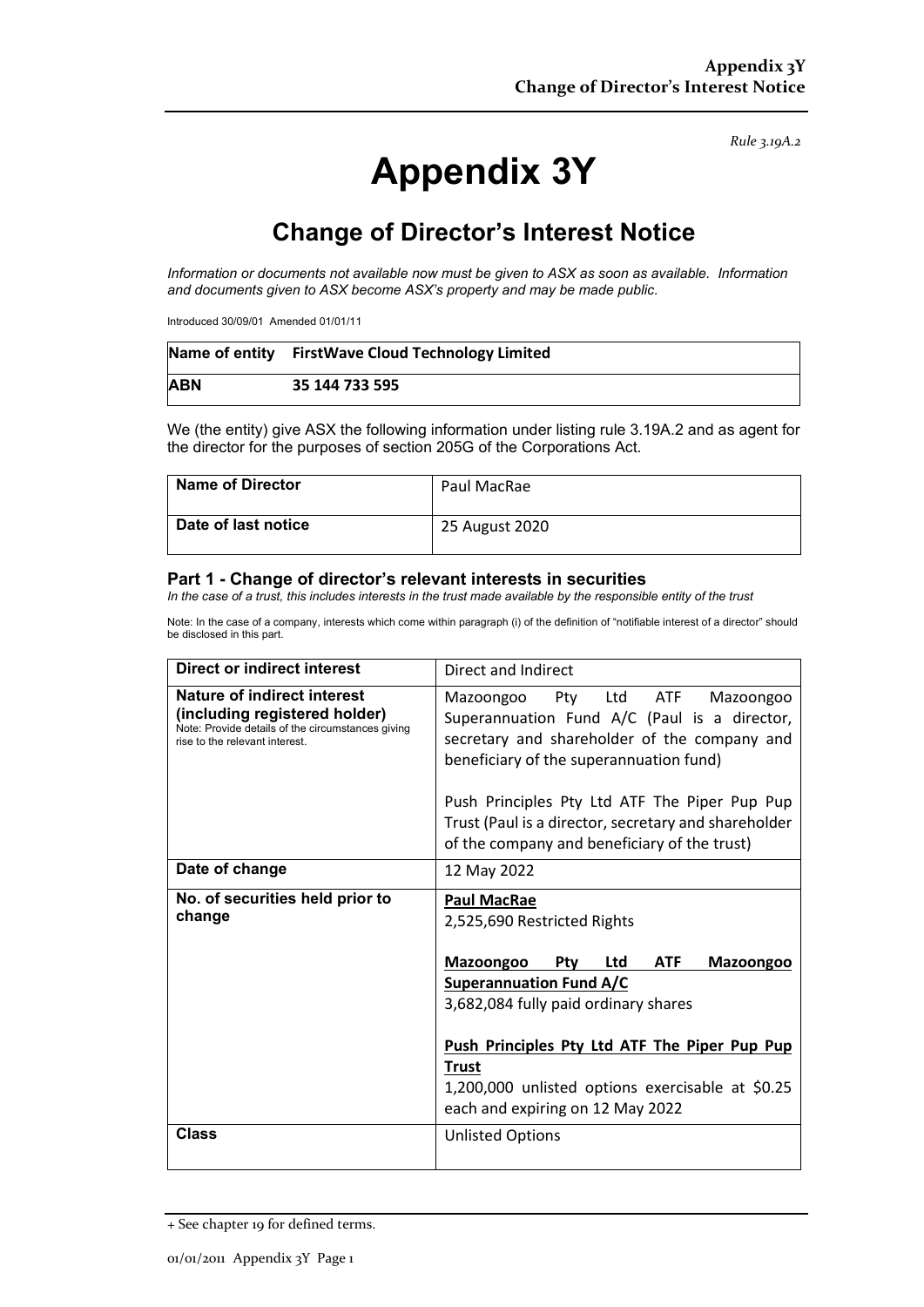*Rule 3.19A.2*

# Appendix 3Y

## Change of Director's Interest Notice

*Information or documents not available now must be given to ASX as soon as available. Information and documents given to ASX become ASX's property and may be made public.*

Introduced 30/09/01 Amended 01/01/11

| Name of entity | FirstWave Cloud Technology Limited |
|---|---|
| **ABN** | **35 144 733 595** |

We (the entity) give ASX the following information under listing rule 3.19A.2 and as agent for the director for the purposes of section 205G of the Corporations Act.

| **Name of Director** | Paul MacRae |
|---|---|
| **Date of last notice** | 25 August 2020 |

### Part 1 - Change of director's relevant interests in securities

*In the case of a trust, this includes interests in the trust made available by the responsible entity of the trust*

Note: In the case of a company, interests which come within paragraph (i) of the definition of "notifiable interest of a director" should be disclosed in this part.

| **Direct or indirect interest** | Direct and Indirect |
|---|---|
| **Nature of indirect interest (including registered holder)** Note: Provide details of the circumstances giving rise to the relevant interest. | Mazoongoo Pty Ltd ATF Mazoongoo Superannuation Fund A/C (Paul is a director, secretary and shareholder of the company and beneficiary of the superannuation fund)<br><br>Push Principles Pty Ltd ATF The Piper Pup Pup Trust (Paul is a director, secretary and shareholder of the company and beneficiary of the trust) |
| **Date of change** | 12 May 2022 |
| **No. of securities held prior to change** | **Paul MacRae**<br>2,525,690 Restricted Rights<br><br>**Mazoongoo Pty Ltd ATF Mazoongoo Superannuation Fund A/C**<br>3,682,084 fully paid ordinary shares<br><br>**Push Principles Pty Ltd ATF The Piper Pup Pup Trust**<br>1,200,000 unlisted options exercisable at $0.25 each and expiring on 12 May 2022 |
| **Class** | Unlisted Options |

+ See chapter 19 for defined terms.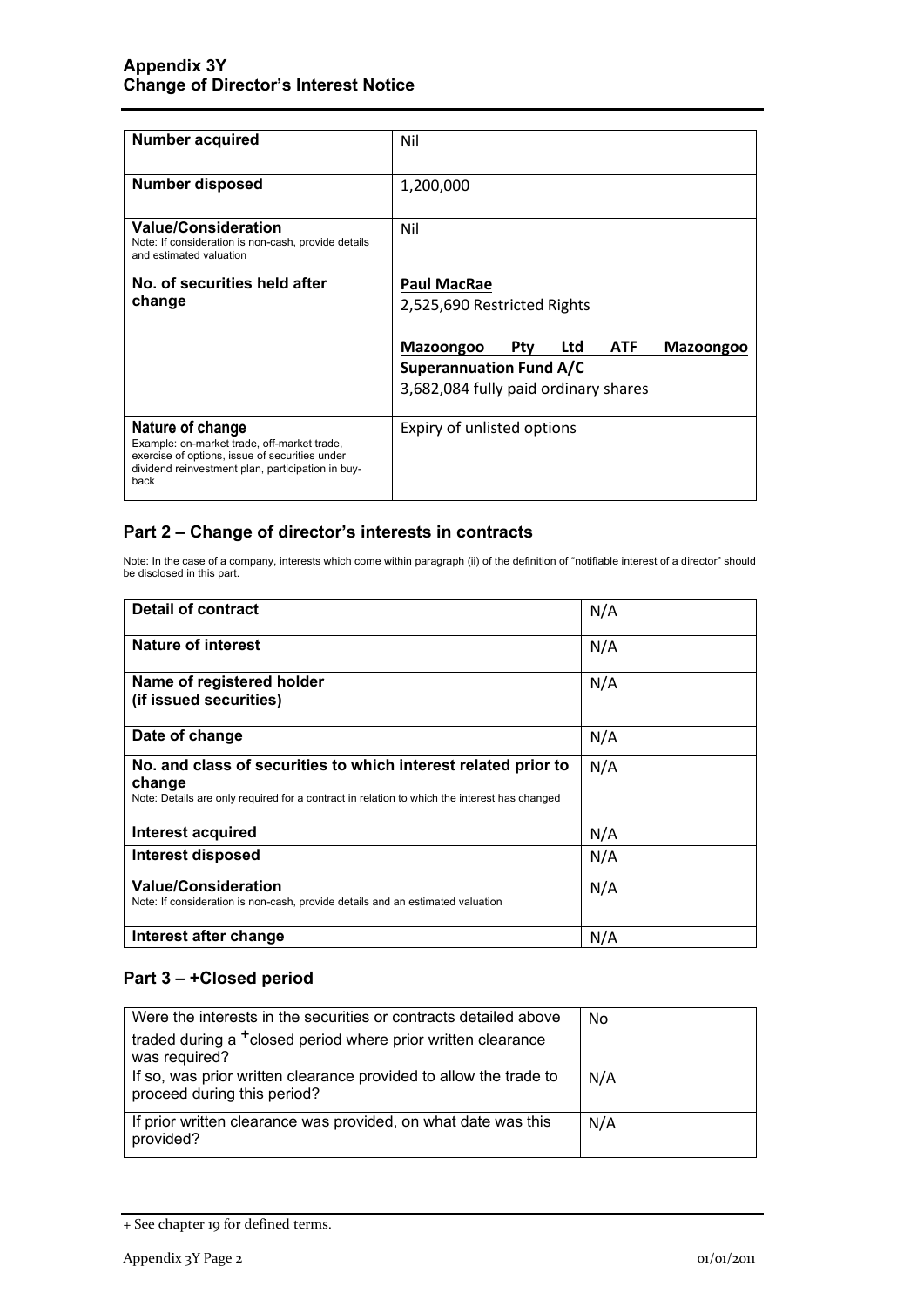| | |
|---|---|
| **Number acquired** | Nil |
| **Number disposed** | 1,200,000 |
| **Value/Consideration**<br>Note: If consideration is non-cash, provide details and estimated valuation | Nil |
| **No. of securities held after change** | **Paul MacRae**<br>2,525,690 Restricted Rights<br><br>**Mazoongoo Pty Ltd ATF Mazoongoo Superannuation Fund A/C**<br>3,682,084 fully paid ordinary shares |
| **Nature of change**<br>Example: on-market trade, off-market trade, exercise of options, issue of securities under dividend reinvestment plan, participation in buy-back | Expiry of unlisted options |

## Part 2 – Change of director's interests in contracts

Note: In the case of a company, interests which come within paragraph (ii) of the definition of "notifiable interest of a director" should be disclosed in this part.

| | |
|---|---|
| **Detail of contract** | N/A |
| **Nature of interest** | N/A |
| **Name of registered holder (if issued securities)** | N/A |
| **Date of change** | N/A |
| **No. and class of securities to which interest related prior to change**<br>Note: Details are only required for a contract in relation to which the interest has changed | N/A |
| **Interest acquired** | N/A |
| **Interest disposed** | N/A |
| **Value/Consideration**<br>Note: If consideration is non-cash, provide details and an estimated valuation | N/A |
| **Interest after change** | N/A |

## Part 3 – +Closed period

| | |
|---|---|
| Were the interests in the securities or contracts detailed above traded during a +closed period where prior written clearance was required? | No |
| If so, was prior written clearance provided to allow the trade to proceed during this period? | N/A |
| If prior written clearance was provided, on what date was this provided? | N/A |

+ See chapter 19 for defined terms.